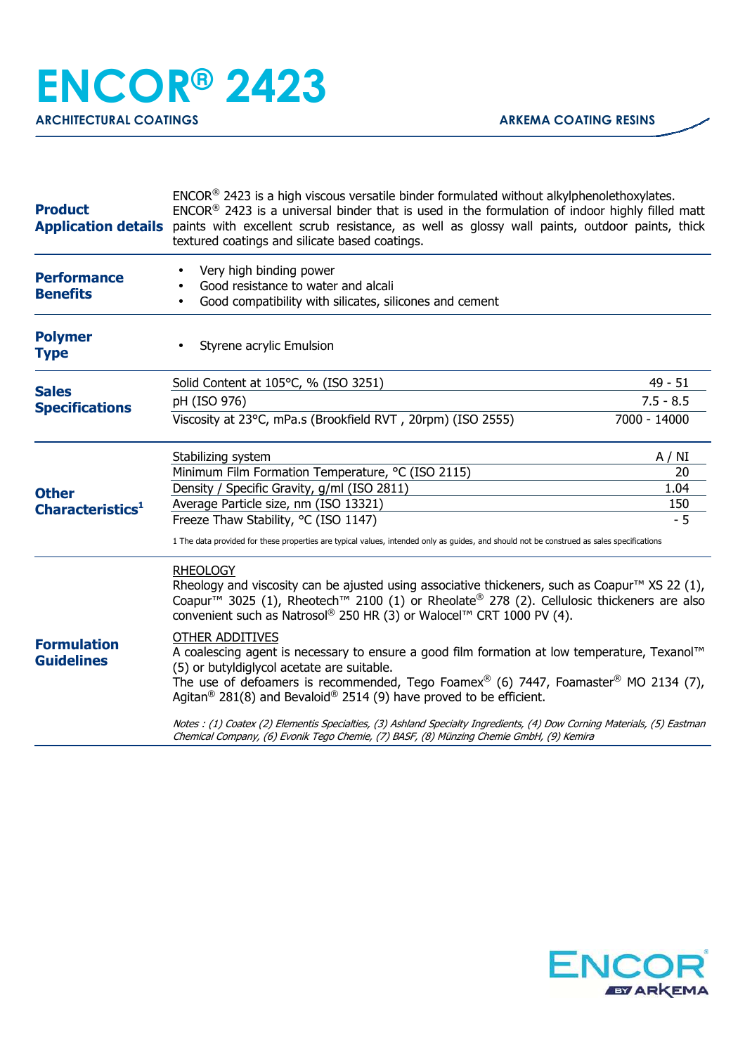# ENCOR® 2423

**ARCHITECTURAL COATINGS** — **ARKEMA COATING RESINS**

## Product Application details

ENCOR® 2423 is a high viscous versatile binder formulated without alkylphenolethoxylates. ENCOR® 2423 is a universal binder that is used in the formulation of indoor highly filled matt paints with excellent scrub resistance, as well as glossy wall paints, outdoor paints, thick textured coatings and silicate based coatings.

## Performance Benefits

- Very high binding power
- Good resistance to water and alcali
- Good compatibility with silicates, silicones and cement

## Polymer Type

- Styrene acrylic Emulsion

## Sales Specifications

| Property | Value |
|---|---|
| Solid Content at 105°C, % (ISO 3251) | 49 - 51 |
| pH (ISO 976) | 7.5 - 8.5 |
| Viscosity at 23°C, mPa.s (Brookfield RVT , 20rpm) (ISO 2555) | 7000 - 14000 |

## Other Characteristics[1]

| Property | Value |
|---|---|
| Stabilizing system | A / NI |
| Minimum Film Formation Temperature, °C (ISO 2115) | 20 |
| Density / Specific Gravity, g/ml (ISO 2811) | 1.04 |
| Average Particle size, nm (ISO 13321) | 150 |
| Freeze Thaw Stability, °C (ISO 1147) | - 5 |

1 The data provided for these properties are typical values, intended only as guides, and should not be construed as sales specifications

## Formulation Guidelines

RHEOLOGY

Rheology and viscosity can be ajusted using associative thickeners, such as Coapur™ XS 22 (1), Coapur™ 3025 (1), Rheotech™ 2100 (1) or Rheolate® 278 (2). Cellulosic thickeners are also convenient such as Natrosol® 250 HR (3) or Walocel™ CRT 1000 PV (4).

OTHER ADDITIVES

A coalescing agent is necessary to ensure a good film formation at low temperature, Texanol™ (5) or butyldiglycol acetate are suitable.
The use of defoamers is recommended, Tego Foamex® (6) 7447, Foamaster® MO 2134 (7), Agitan® 281(8) and Bevaloid® 2514 (9) have proved to be efficient.

*Notes : (1) Coatex (2) Elementis Specialties, (3) Ashland Specialty Ingredients, (4) Dow Corning Materials, (5) Eastman Chemical Company, (6) Evonik Tego Chemie, (7) BASF, (8) Münzing Chemie GmbH, (9) Kemira*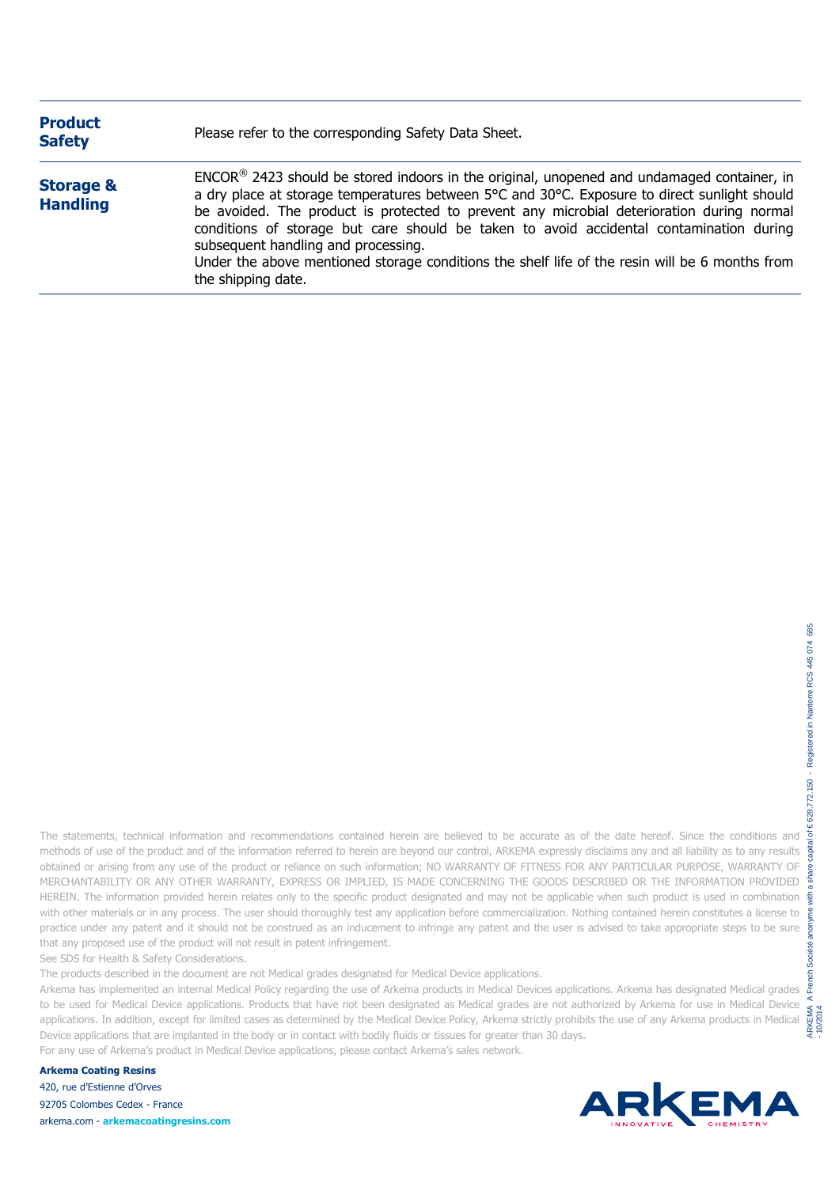| | |
|---|---|
| **Product Safety** | Please refer to the corresponding Safety Data Sheet. |
| **Storage & Handling** | ENCOR® 2423 should be stored indoors in the original, unopened and undamaged container, in a dry place at storage temperatures between 5°C and 30°C. Exposure to direct sunlight should be avoided. The product is protected to prevent any microbial deterioration during normal conditions of storage but care should be taken to avoid accidental contamination during subsequent handling and processing.<br>Under the above mentioned storage conditions the shelf life of the resin will be 6 months from the shipping date. |

The statements, technical information and recommendations contained herein are believed to be accurate as of the date hereof. Since the conditions and methods of use of the product and of the information referred to herein are beyond our control, ARKEMA expressly disclaims any and all liability as to any results obtained or arising from any use of the product or reliance on such information; NO WARRANTY OF FITNESS FOR ANY PARTICULAR PURPOSE, WARRANTY OF MERCHANTABILITY OR ANY OTHER WARRANTY, EXPRESS OR IMPLIED, IS MADE CONCERNING THE GOODS DESCRIBED OR THE INFORMATION PROVIDED HEREIN. The information provided herein relates only to the specific product designated and may not be applicable when such product is used in combination with other materials or in any process. The user should thoroughly test any application before commercialization. Nothing contained herein constitutes a license to practice under any patent and it should not be construed as an inducement to infringe any patent and the user is advised to take appropriate steps to be sure that any proposed use of the product will not result in patent infringement.

See SDS for Health & Safety Considerations.

The products described in the document are not Medical grades designated for Medical Device applications.

Arkema has implemented an internal Medical Policy regarding the use of Arkema products in Medical Devices applications. Arkema has designated Medical grades to be used for Medical Device applications. Products that have not been designated as Medical grades are not authorized by Arkema for use in Medical Device applications. In addition, except for limited cases as determined by the Medical Device Policy, Arkema strictly prohibits the use of any Arkema products in Medical Device applications that are implanted in the body or in contact with bodily fluids or tissues for greater than 30 days.

For any use of Arkema's product in Medical Device applications, please contact Arkema's sales network.

**Arkema Coating Resins**
420, rue d'Estienne d'Orves
92705 Colombes Cedex - France
arkema.com - **arkemacoatingresins.com**

ARKEMA A French Société anonyme with a share capital of € 628.772.150 - Registered in Nanterre RCS 445 074 685 - 10/2014

ARKEMA INNOVATIVE CHEMISTRY